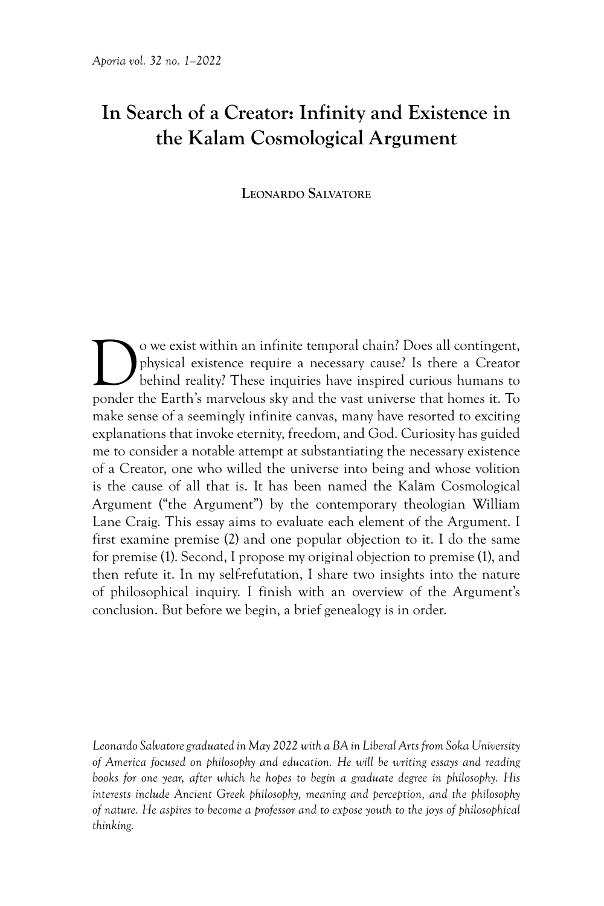# In Search of a Creator: Infinity and Existence in the Kalam Cosmological Argument

**Leonardo Salvatore**

Do we exist within an infinite temporal chain? Does all contingent, physical existence require a necessary cause? Is there a Creator behind reality? These inquiries have inspired curious humans to ponder the Earth's marvelous sky and the vast universe that homes it. To make sense of a seemingly infinite canvas, many have resorted to exciting explanations that invoke eternity, freedom, and God. Curiosity has guided me to consider a notable attempt at substantiating the necessary existence of a Creator, one who willed the universe into being and whose volition is the cause of all that is. It has been named the Kalām Cosmological Argument ("the Argument") by the contemporary theologian William Lane Craig. This essay aims to evaluate each element of the Argument. I first examine premise (2) and one popular objection to it. I do the same for premise (1). Second, I propose my original objection to premise (1), and then refute it. In my self-refutation, I share two insights into the nature of philosophical inquiry. I finish with an overview of the Argument's conclusion. But before we begin, a brief genealogy is in order.

*Leonardo Salvatore graduated in May 2022 with a BA in Liberal Arts from Soka University of America focused on philosophy and education. He will be writing essays and reading books for one year, after which he hopes to begin a graduate degree in philosophy. His interests include Ancient Greek philosophy, meaning and perception, and the philosophy of nature. He aspires to become a professor and to expose youth to the joys of philosophical thinking.*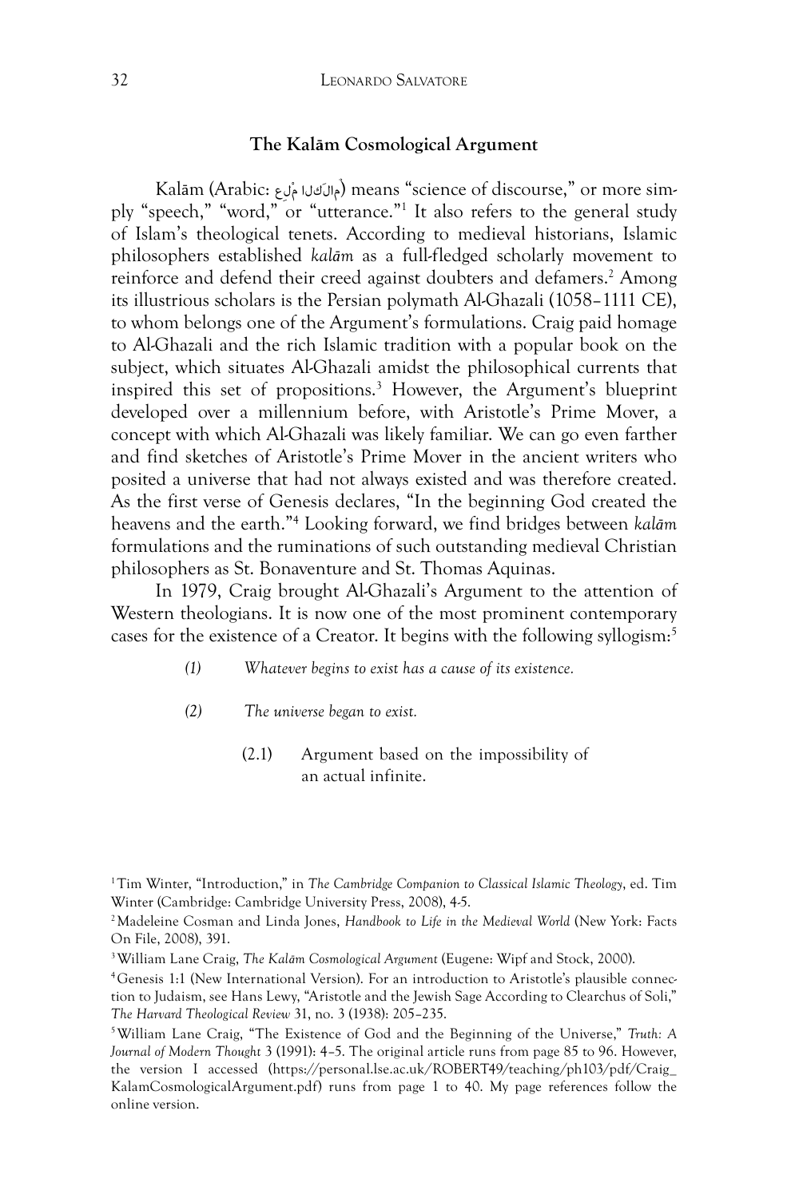### The Kalām Cosmological Argument

Kalām (Arabic: عِلْم الكَلام) means "science of discourse," or more simply "speech," "word," or "utterance."[1] It also refers to the general study of Islam's theological tenets. According to medieval historians, Islamic philosophers established *kalām* as a full-fledged scholarly movement to reinforce and defend their creed against doubters and defamers.[2] Among its illustrious scholars is the Persian polymath Al-Ghazali (1058–1111 CE), to whom belongs one of the Argument's formulations. Craig paid homage to Al-Ghazali and the rich Islamic tradition with a popular book on the subject, which situates Al-Ghazali amidst the philosophical currents that inspired this set of propositions.[3] However, the Argument's blueprint developed over a millennium before, with Aristotle's Prime Mover, a concept with which Al-Ghazali was likely familiar. We can go even farther and find sketches of Aristotle's Prime Mover in the ancient writers who posited a universe that had not always existed and was therefore created. As the first verse of Genesis declares, "In the beginning God created the heavens and the earth."[4] Looking forward, we find bridges between *kalām* formulations and the ruminations of such outstanding medieval Christian philosophers as St. Bonaventure and St. Thomas Aquinas.

In 1979, Craig brought Al-Ghazali's Argument to the attention of Western theologians. It is now one of the most prominent contemporary cases for the existence of a Creator. It begins with the following syllogism:[5]

> *(1) Whatever begins to exist has a cause of its existence.*
>
> *(2) The universe began to exist.*
>
> (2.1) Argument based on the impossibility of an actual infinite.

[1] Tim Winter, "Introduction," in *The Cambridge Companion to Classical Islamic Theology*, ed. Tim Winter (Cambridge: Cambridge University Press, 2008), 4-5.

[2] Madeleine Cosman and Linda Jones, *Handbook to Life in the Medieval World* (New York: Facts On File, 2008), 391.

[3] William Lane Craig, *The Kalām Cosmological Argument* (Eugene: Wipf and Stock, 2000).

[4] Genesis 1:1 (New International Version). For an introduction to Aristotle's plausible connection to Judaism, see Hans Lewy, "Aristotle and the Jewish Sage According to Clearchus of Soli," *The Harvard Theological Review* 31, no. 3 (1938): 205–235.

[5] William Lane Craig, "The Existence of God and the Beginning of the Universe," *Truth: A Journal of Modern Thought* 3 (1991): 4–5. The original article runs from page 85 to 96. However, the version I accessed (https://personal.lse.ac.uk/ROBERT49/teaching/ph103/pdf/Craig_KalamCosmologicalArgument.pdf) runs from page 1 to 40. My page references follow the online version.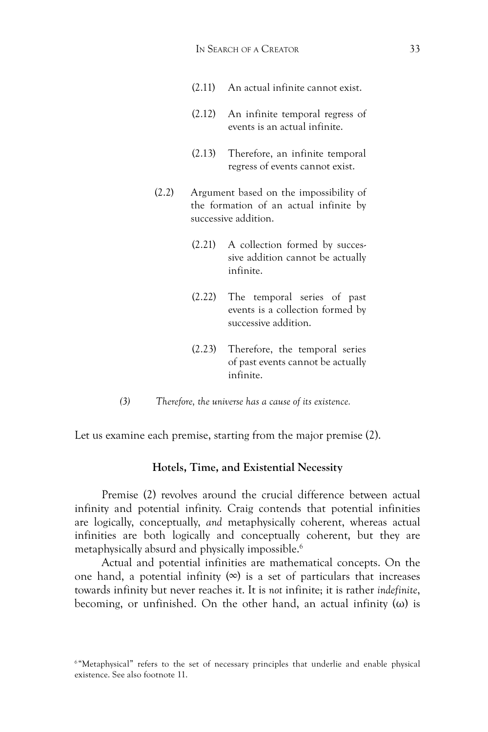(2.11) An actual infinite cannot exist.

(2.12) An infinite temporal regress of events is an actual infinite.

(2.13) Therefore, an infinite temporal regress of events cannot exist.

(2.2) Argument based on the impossibility of the formation of an actual infinite by successive addition.

(2.21) A collection formed by successive addition cannot be actually infinite.

(2.22) The temporal series of past events is a collection formed by successive addition.

(2.23) Therefore, the temporal series of past events cannot be actually infinite.

*(3) Therefore, the universe has a cause of its existence.*

Let us examine each premise, starting from the major premise (2).

### Hotels, Time, and Existential Necessity

Premise (2) revolves around the crucial difference between actual infinity and potential infinity. Craig contends that potential infinities are logically, conceptually, *and* metaphysically coherent, whereas actual infinities are both logically and conceptually coherent, but they are metaphysically absurd and physically impossible.[6]

Actual and potential infinities are mathematical concepts. On the one hand, a potential infinity ($\infty$) is a set of particulars that increases towards infinity but never reaches it. It is *not* infinite; it is rather *indefinite*, becoming, or unfinished. On the other hand, an actual infinity ($\omega$) is

[6] "Metaphysical" refers to the set of necessary principles that underlie and enable physical existence. See also footnote 11.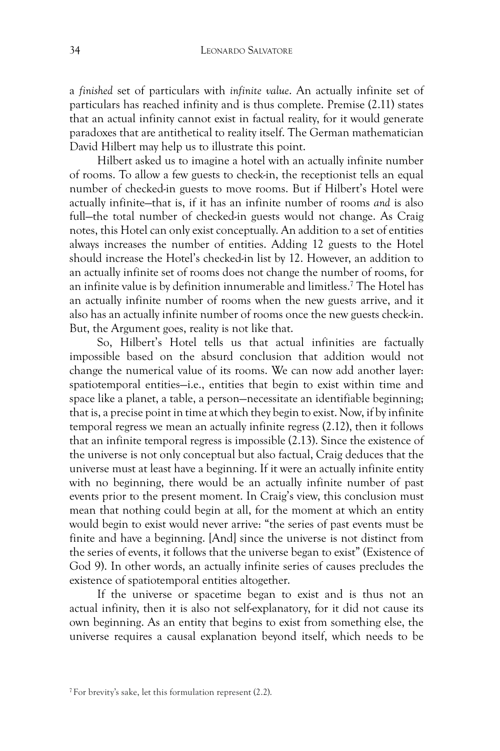a *finished* set of particulars with *infinite value*. An actually infinite set of particulars has reached infinity and is thus complete. Premise (2.11) states that an actual infinity cannot exist in factual reality, for it would generate paradoxes that are antithetical to reality itself. The German mathematician David Hilbert may help us to illustrate this point.

Hilbert asked us to imagine a hotel with an actually infinite number of rooms. To allow a few guests to check-in, the receptionist tells an equal number of checked-in guests to move rooms. But if Hilbert's Hotel were actually infinite—that is, if it has an infinite number of rooms *and* is also full—the total number of checked-in guests would not change. As Craig notes, this Hotel can only exist conceptually. An addition to a set of entities always increases the number of entities. Adding 12 guests to the Hotel should increase the Hotel's checked-in list by 12. However, an addition to an actually infinite set of rooms does not change the number of rooms, for an infinite value is by definition innumerable and limitless.[7] The Hotel has an actually infinite number of rooms when the new guests arrive, and it also has an actually infinite number of rooms once the new guests check-in. But, the Argument goes, reality is not like that.

So, Hilbert's Hotel tells us that actual infinities are factually impossible based on the absurd conclusion that addition would not change the numerical value of its rooms. We can now add another layer: spatiotemporal entities—i.e., entities that begin to exist within time and space like a planet, a table, a person—necessitate an identifiable beginning; that is, a precise point in time at which they begin to exist. Now, if by infinite temporal regress we mean an actually infinite regress (2.12), then it follows that an infinite temporal regress is impossible (2.13). Since the existence of the universe is not only conceptual but also factual, Craig deduces that the universe must at least have a beginning. If it were an actually infinite entity with no beginning, there would be an actually infinite number of past events prior to the present moment. In Craig's view, this conclusion must mean that nothing could begin at all, for the moment at which an entity would begin to exist would never arrive: "the series of past events must be finite and have a beginning. [And] since the universe is not distinct from the series of events, it follows that the universe began to exist" (Existence of God 9). In other words, an actually infinite series of causes precludes the existence of spatiotemporal entities altogether.

If the universe or spacetime began to exist and is thus not an actual infinity, then it is also not self-explanatory, for it did not cause its own beginning. As an entity that begins to exist from something else, the universe requires a causal explanation beyond itself, which needs to be

[7] For brevity's sake, let this formulation represent (2.2).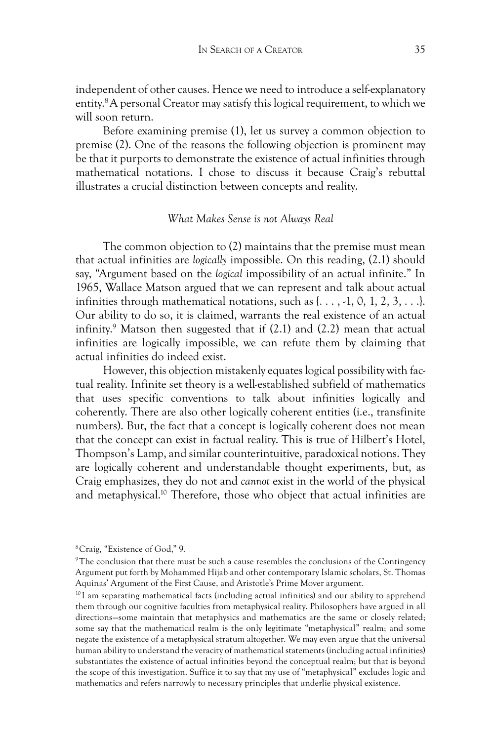independent of other causes. Hence we need to introduce a self-explanatory entity.[8] A personal Creator may satisfy this logical requirement, to which we will soon return.

Before examining premise (1), let us survey a common objection to premise (2). One of the reasons the following objection is prominent may be that it purports to demonstrate the existence of actual infinities through mathematical notations. I chose to discuss it because Craig's rebuttal illustrates a crucial distinction between concepts and reality.

### *What Makes Sense is not Always Real*

The common objection to (2) maintains that the premise must mean that actual infinities are *logically* impossible. On this reading, (2.1) should say, "Argument based on the *logical* impossibility of an actual infinite." In 1965, Wallace Matson argued that we can represent and talk about actual infinities through mathematical notations, such as {. . . , -1, 0, 1, 2, 3, . . .}. Our ability to do so, it is claimed, warrants the real existence of an actual infinity.[9] Matson then suggested that if (2.1) and (2.2) mean that actual infinities are logically impossible, we can refute them by claiming that actual infinities do indeed exist.

However, this objection mistakenly equates logical possibility with factual reality. Infinite set theory is a well-established subfield of mathematics that uses specific conventions to talk about infinities logically and coherently. There are also other logically coherent entities (i.e., transfinite numbers). But, the fact that a concept is logically coherent does not mean that the concept can exist in factual reality. This is true of Hilbert's Hotel, Thompson's Lamp, and similar counterintuitive, paradoxical notions. They are logically coherent and understandable thought experiments, but, as Craig emphasizes, they do not and *cannot* exist in the world of the physical and metaphysical.[10] Therefore, those who object that actual infinities are

---

[8] Craig, "Existence of God," 9.

[9] The conclusion that there must be such a cause resembles the conclusions of the Contingency Argument put forth by Mohammed Hijab and other contemporary Islamic scholars, St. Thomas Aquinas' Argument of the First Cause, and Aristotle's Prime Mover argument.

[10] I am separating mathematical facts (including actual infinities) and our ability to apprehend them through our cognitive faculties from metaphysical reality. Philosophers have argued in all directions—some maintain that metaphysics and mathematics are the same or closely related; some say that the mathematical realm is the only legitimate "metaphysical" realm; and some negate the existence of a metaphysical stratum altogether. We may even argue that the universal human ability to understand the veracity of mathematical statements (including actual infinities) substantiates the existence of actual infinities beyond the conceptual realm; but that is beyond the scope of this investigation. Suffice it to say that my use of "metaphysical" excludes logic and mathematics and refers narrowly to necessary principles that underlie physical existence.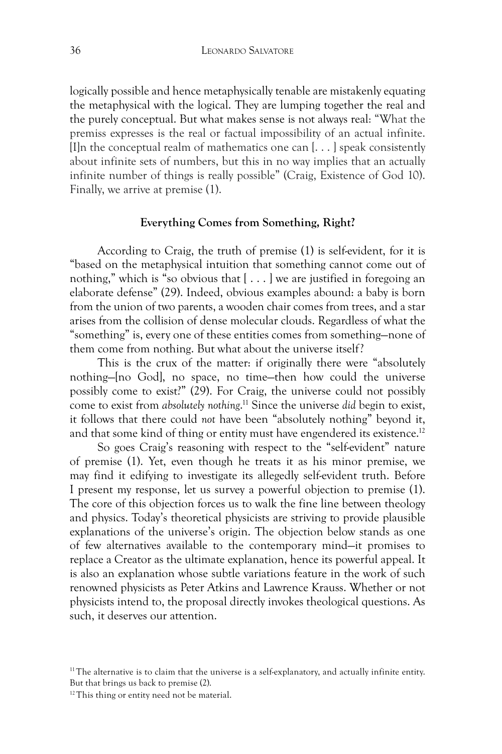logically possible and hence metaphysically tenable are mistakenly equating the metaphysical with the logical. They are lumping together the real and the purely conceptual. But what makes sense is not always real: "What the premiss expresses is the real or factual impossibility of an actual infinite. [I]n the conceptual realm of mathematics one can [. . . ] speak consistently about infinite sets of numbers, but this in no way implies that an actually infinite number of things is really possible" (Craig, Existence of God 10). Finally, we arrive at premise (1).

### Everything Comes from Something, Right?

According to Craig, the truth of premise (1) is self-evident, for it is "based on the metaphysical intuition that something cannot come out of nothing," which is "so obvious that [ . . . ] we are justified in foregoing an elaborate defense" (29). Indeed, obvious examples abound: a baby is born from the union of two parents, a wooden chair comes from trees, and a star arises from the collision of dense molecular clouds. Regardless of what the "something" is, every one of these entities comes from something—none of them come from nothing. But what about the universe itself?

This is the crux of the matter: if originally there were "absolutely nothing—[no God], no space, no time—then how could the universe possibly come to exist?" (29). For Craig, the universe could not possibly come to exist from *absolutely nothing*.[11] Since the universe *did* begin to exist, it follows that there could *not* have been "absolutely nothing" beyond it, and that some kind of thing or entity must have engendered its existence.[12]

So goes Craig's reasoning with respect to the "self-evident" nature of premise (1). Yet, even though he treats it as his minor premise, we may find it edifying to investigate its allegedly self-evident truth. Before I present my response, let us survey a powerful objection to premise (1). The core of this objection forces us to walk the fine line between theology and physics. Today's theoretical physicists are striving to provide plausible explanations of the universe's origin. The objection below stands as one of few alternatives available to the contemporary mind—it promises to replace a Creator as the ultimate explanation, hence its powerful appeal. It is also an explanation whose subtle variations feature in the work of such renowned physicists as Peter Atkins and Lawrence Krauss. Whether or not physicists intend to, the proposal directly invokes theological questions. As such, it deserves our attention.

---

[11] The alternative is to claim that the universe is a self-explanatory, and actually infinite entity. But that brings us back to premise (2).

[12] This thing or entity need not be material.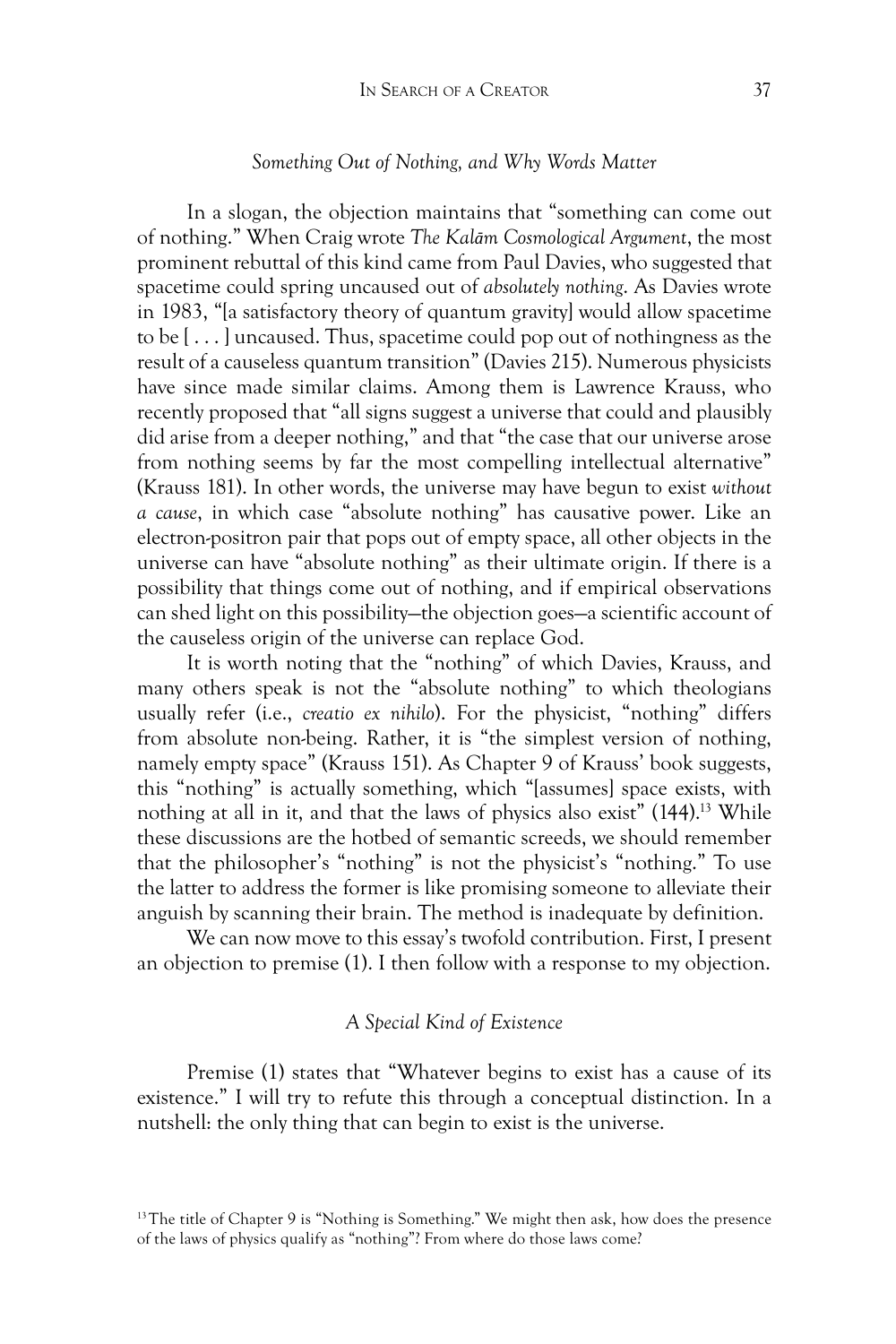### *Something Out of Nothing, and Why Words Matter*

In a slogan, the objection maintains that "something can come out of nothing." When Craig wrote *The Kalām Cosmological Argument*, the most prominent rebuttal of this kind came from Paul Davies, who suggested that spacetime could spring uncaused out of *absolutely nothing*. As Davies wrote in 1983, "[a satisfactory theory of quantum gravity] would allow spacetime to be [ . . . ] uncaused. Thus, spacetime could pop out of nothingness as the result of a causeless quantum transition" (Davies 215). Numerous physicists have since made similar claims. Among them is Lawrence Krauss, who recently proposed that "all signs suggest a universe that could and plausibly did arise from a deeper nothing," and that "the case that our universe arose from nothing seems by far the most compelling intellectual alternative" (Krauss 181). In other words, the universe may have begun to exist *without a cause*, in which case "absolute nothing" has causative power. Like an electron-positron pair that pops out of empty space, all other objects in the universe can have "absolute nothing" as their ultimate origin. If there is a possibility that things come out of nothing, and if empirical observations can shed light on this possibility—the objection goes—a scientific account of the causeless origin of the universe can replace God.

It is worth noting that the "nothing" of which Davies, Krauss, and many others speak is not the "absolute nothing" to which theologians usually refer (i.e., *creatio ex nihilo*). For the physicist, "nothing" differs from absolute non-being. Rather, it is "the simplest version of nothing, namely empty space" (Krauss 151). As Chapter 9 of Krauss' book suggests, this "nothing" is actually something, which "[assumes] space exists, with nothing at all in it, and that the laws of physics also exist" (144).[13] While these discussions are the hotbed of semantic screeds, we should remember that the philosopher's "nothing" is not the physicist's "nothing." To use the latter to address the former is like promising someone to alleviate their anguish by scanning their brain. The method is inadequate by definition.

We can now move to this essay's twofold contribution. First, I present an objection to premise (1). I then follow with a response to my objection.

### *A Special Kind of Existence*

Premise (1) states that "Whatever begins to exist has a cause of its existence." I will try to refute this through a conceptual distinction. In a nutshell: the only thing that can begin to exist is the universe.

[13] The title of Chapter 9 is "Nothing is Something." We might then ask, how does the presence of the laws of physics qualify as "nothing"? From where do those laws come?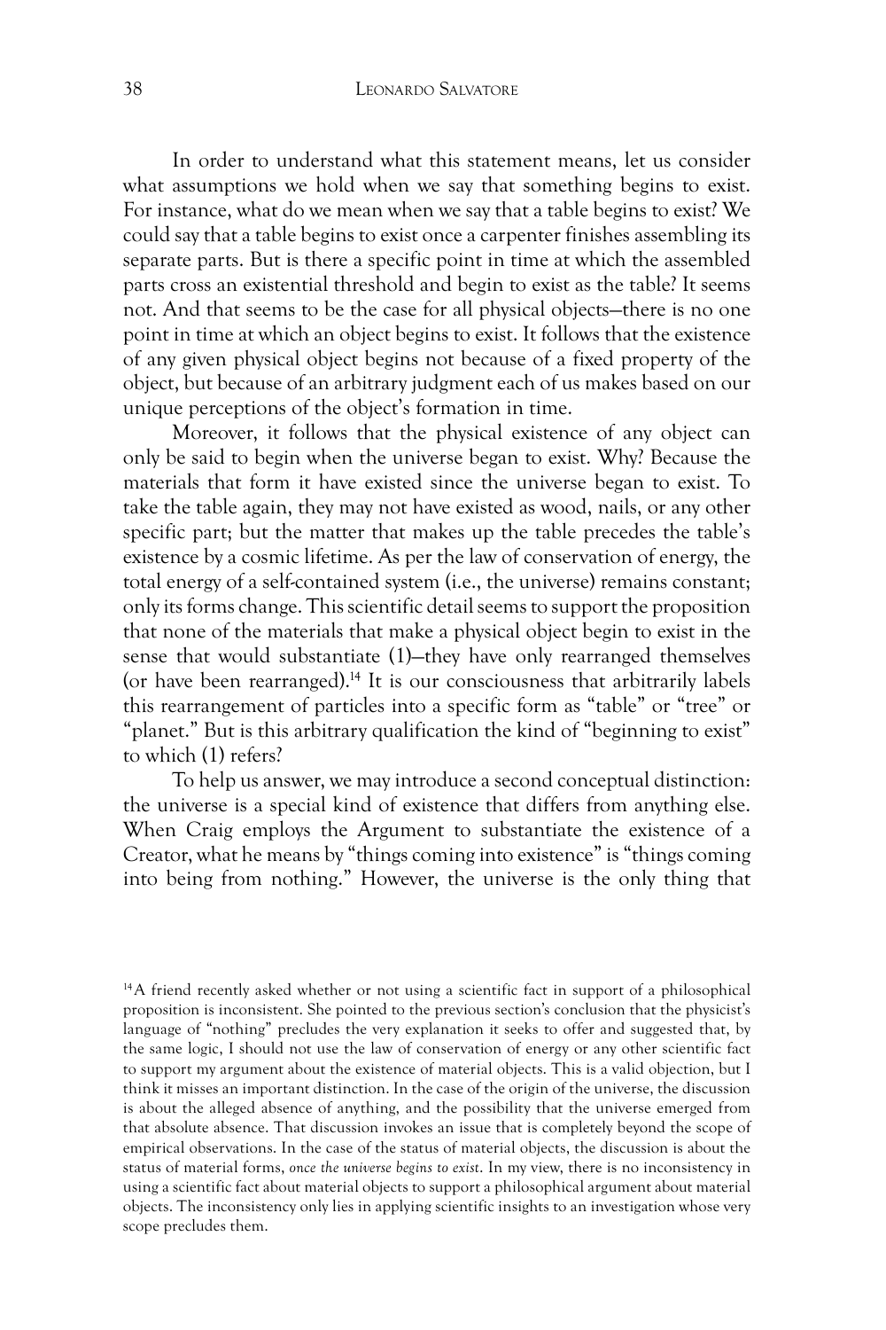In order to understand what this statement means, let us consider what assumptions we hold when we say that something begins to exist. For instance, what do we mean when we say that a table begins to exist? We could say that a table begins to exist once a carpenter finishes assembling its separate parts. But is there a specific point in time at which the assembled parts cross an existential threshold and begin to exist as the table? It seems not. And that seems to be the case for all physical objects—there is no one point in time at which an object begins to exist. It follows that the existence of any given physical object begins not because of a fixed property of the object, but because of an arbitrary judgment each of us makes based on our unique perceptions of the object's formation in time.

Moreover, it follows that the physical existence of any object can only be said to begin when the universe began to exist. Why? Because the materials that form it have existed since the universe began to exist. To take the table again, they may not have existed as wood, nails, or any other specific part; but the matter that makes up the table precedes the table's existence by a cosmic lifetime. As per the law of conservation of energy, the total energy of a self-contained system (i.e., the universe) remains constant; only its forms change. This scientific detail seems to support the proposition that none of the materials that make a physical object begin to exist in the sense that would substantiate (1)—they have only rearranged themselves (or have been rearranged).[14] It is our consciousness that arbitrarily labels this rearrangement of particles into a specific form as "table" or "tree" or "planet." But is this arbitrary qualification the kind of "beginning to exist" to which (1) refers?

To help us answer, we may introduce a second conceptual distinction: the universe is a special kind of existence that differs from anything else. When Craig employs the Argument to substantiate the existence of a Creator, what he means by "things coming into existence" is "things coming into being from nothing." However, the universe is the only thing that

[14] A friend recently asked whether or not using a scientific fact in support of a philosophical proposition is inconsistent. She pointed to the previous section's conclusion that the physicist's language of "nothing" precludes the very explanation it seeks to offer and suggested that, by the same logic, I should not use the law of conservation of energy or any other scientific fact to support my argument about the existence of material objects. This is a valid objection, but I think it misses an important distinction. In the case of the origin of the universe, the discussion is about the alleged absence of anything, and the possibility that the universe emerged from that absolute absence. That discussion invokes an issue that is completely beyond the scope of empirical observations. In the case of the status of material objects, the discussion is about the status of material forms, *once the universe begins to exist*. In my view, there is no inconsistency in using a scientific fact about material objects to support a philosophical argument about material objects. The inconsistency only lies in applying scientific insights to an investigation whose very scope precludes them.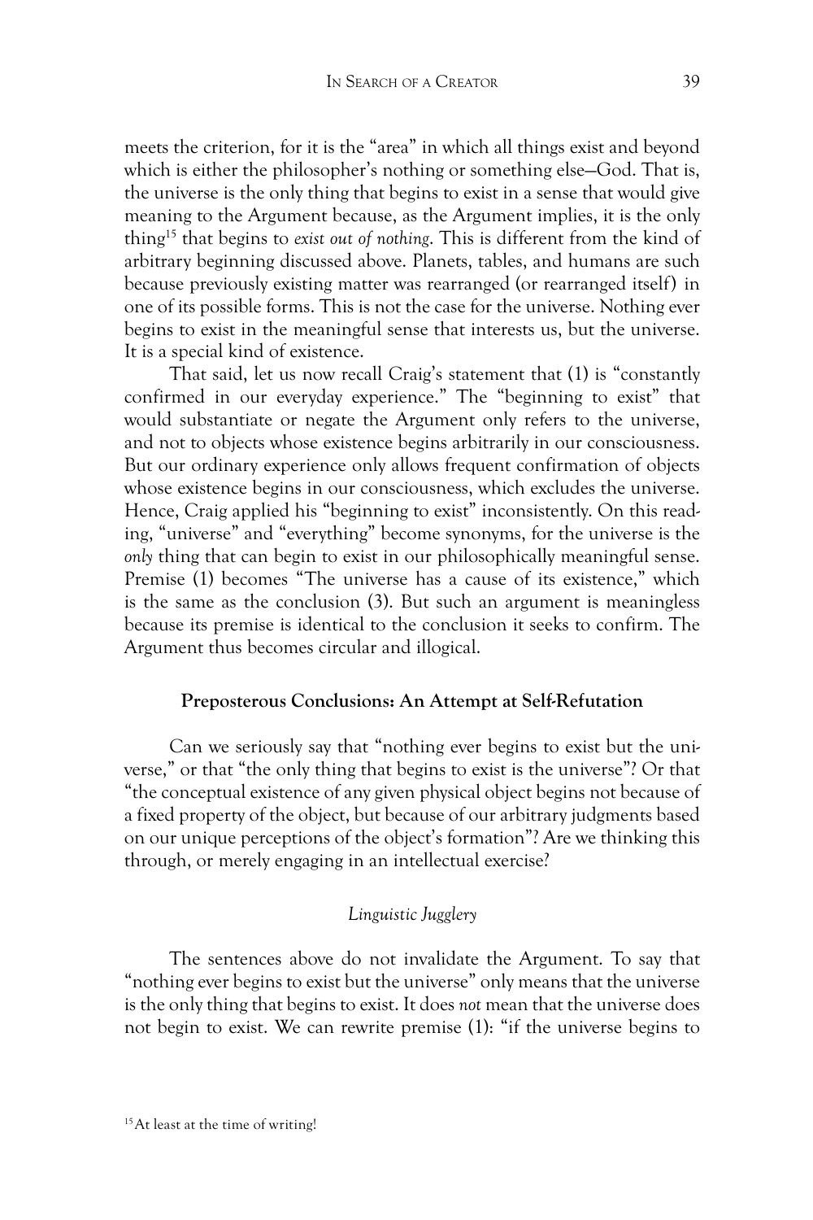meets the criterion, for it is the "area" in which all things exist and beyond which is either the philosopher's nothing or something else—God. That is, the universe is the only thing that begins to exist in a sense that would give meaning to the Argument because, as the Argument implies, it is the only thing[15] that begins to *exist out of nothing*. This is different from the kind of arbitrary beginning discussed above. Planets, tables, and humans are such because previously existing matter was rearranged (or rearranged itself) in one of its possible forms. This is not the case for the universe. Nothing ever begins to exist in the meaningful sense that interests us, but the universe. It is a special kind of existence.

That said, let us now recall Craig's statement that (1) is "constantly confirmed in our everyday experience." The "beginning to exist" that would substantiate or negate the Argument only refers to the universe, and not to objects whose existence begins arbitrarily in our consciousness. But our ordinary experience only allows frequent confirmation of objects whose existence begins in our consciousness, which excludes the universe. Hence, Craig applied his "beginning to exist" inconsistently. On this reading, "universe" and "everything" become synonyms, for the universe is the *only* thing that can begin to exist in our philosophically meaningful sense. Premise (1) becomes "The universe has a cause of its existence," which is the same as the conclusion (3). But such an argument is meaningless because its premise is identical to the conclusion it seeks to confirm. The Argument thus becomes circular and illogical.

### Preposterous Conclusions: An Attempt at Self-Refutation

Can we seriously say that "nothing ever begins to exist but the universe," or that "the only thing that begins to exist is the universe"? Or that "the conceptual existence of any given physical object begins not because of a fixed property of the object, but because of our arbitrary judgments based on our unique perceptions of the object's formation"? Are we thinking this through, or merely engaging in an intellectual exercise?

#### *Linguistic Jugglery*

The sentences above do not invalidate the Argument. To say that "nothing ever begins to exist but the universe" only means that the universe is the only thing that begins to exist. It does *not* mean that the universe does not begin to exist. We can rewrite premise (1): "if the universe begins to

[15] At least at the time of writing!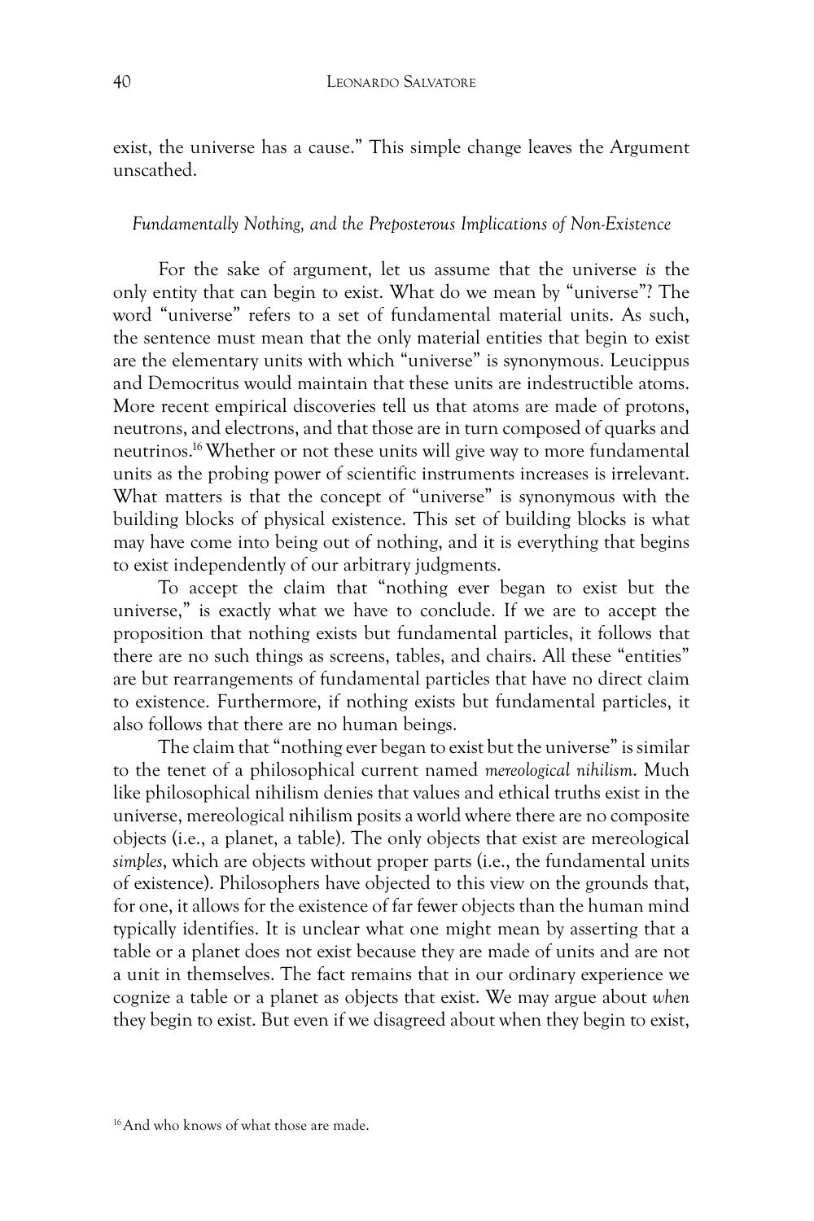exist, the universe has a cause." This simple change leaves the Argument unscathed.

### *Fundamentally Nothing, and the Preposterous Implications of Non-Existence*

For the sake of argument, let us assume that the universe *is* the only entity that can begin to exist. What do we mean by "universe"? The word "universe" refers to a set of fundamental material units. As such, the sentence must mean that the only material entities that begin to exist are the elementary units with which "universe" is synonymous. Leucippus and Democritus would maintain that these units are indestructible atoms. More recent empirical discoveries tell us that atoms are made of protons, neutrons, and electrons, and that those are in turn composed of quarks and neutrinos.[16] Whether or not these units will give way to more fundamental units as the probing power of scientific instruments increases is irrelevant. What matters is that the concept of "universe" is synonymous with the building blocks of physical existence. This set of building blocks is what may have come into being out of nothing, and it is everything that begins to exist independently of our arbitrary judgments.

To accept the claim that "nothing ever began to exist but the universe," is exactly what we have to conclude. If we are to accept the proposition that nothing exists but fundamental particles, it follows that there are no such things as screens, tables, and chairs. All these "entities" are but rearrangements of fundamental particles that have no direct claim to existence. Furthermore, if nothing exists but fundamental particles, it also follows that there are no human beings.

The claim that "nothing ever began to exist but the universe" is similar to the tenet of a philosophical current named *mereological nihilism*. Much like philosophical nihilism denies that values and ethical truths exist in the universe, mereological nihilism posits a world where there are no composite objects (i.e., a planet, a table). The only objects that exist are mereological *simples*, which are objects without proper parts (i.e., the fundamental units of existence). Philosophers have objected to this view on the grounds that, for one, it allows for the existence of far fewer objects than the human mind typically identifies. It is unclear what one might mean by asserting that a table or a planet does not exist because they are made of units and are not a unit in themselves. The fact remains that in our ordinary experience we cognize a table or a planet as objects that exist. We may argue about *when* they begin to exist. But even if we disagreed about when they begin to exist,

[16] And who knows of what those are made.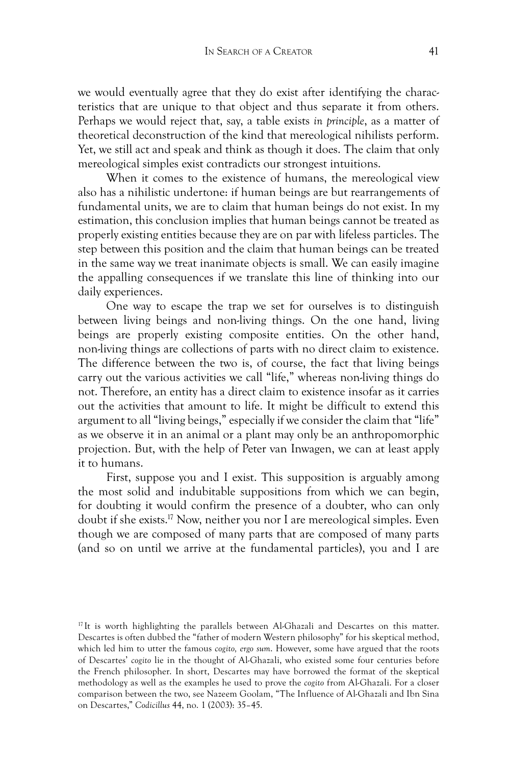we would eventually agree that they do exist after identifying the characteristics that are unique to that object and thus separate it from others. Perhaps we would reject that, say, a table exists *in principle*, as a matter of theoretical deconstruction of the kind that mereological nihilists perform. Yet, we still act and speak and think as though it does. The claim that only mereological simples exist contradicts our strongest intuitions.

When it comes to the existence of humans, the mereological view also has a nihilistic undertone: if human beings are but rearrangements of fundamental units, we are to claim that human beings do not exist. In my estimation, this conclusion implies that human beings cannot be treated as properly existing entities because they are on par with lifeless particles. The step between this position and the claim that human beings can be treated in the same way we treat inanimate objects is small. We can easily imagine the appalling consequences if we translate this line of thinking into our daily experiences.

One way to escape the trap we set for ourselves is to distinguish between living beings and non-living things. On the one hand, living beings are properly existing composite entities. On the other hand, non-living things are collections of parts with no direct claim to existence. The difference between the two is, of course, the fact that living beings carry out the various activities we call "life," whereas non-living things do not. Therefore, an entity has a direct claim to existence insofar as it carries out the activities that amount to life. It might be difficult to extend this argument to all "living beings," especially if we consider the claim that "life" as we observe it in an animal or a plant may only be an anthropomorphic projection. But, with the help of Peter van Inwagen, we can at least apply it to humans.

First, suppose you and I exist. This supposition is arguably among the most solid and indubitable suppositions from which we can begin, for doubting it would confirm the presence of a doubter, who can only doubt if she exists.[17] Now, neither you nor I are mereological simples. Even though we are composed of many parts that are composed of many parts (and so on until we arrive at the fundamental particles), you and I are

---

[17] It is worth highlighting the parallels between Al-Ghazali and Descartes on this matter. Descartes is often dubbed the "father of modern Western philosophy" for his skeptical method, which led him to utter the famous *cogito, ergo sum*. However, some have argued that the roots of Descartes' *cogito* lie in the thought of Al-Ghazali, who existed some four centuries before the French philosopher. In short, Descartes may have borrowed the format of the skeptical methodology as well as the examples he used to prove the *cogito* from Al-Ghazali. For a closer comparison between the two, see Nazeem Goolam, "The Influence of Al-Ghazali and Ibn Sina on Descartes," *Codicillus* 44, no. 1 (2003): 35–45.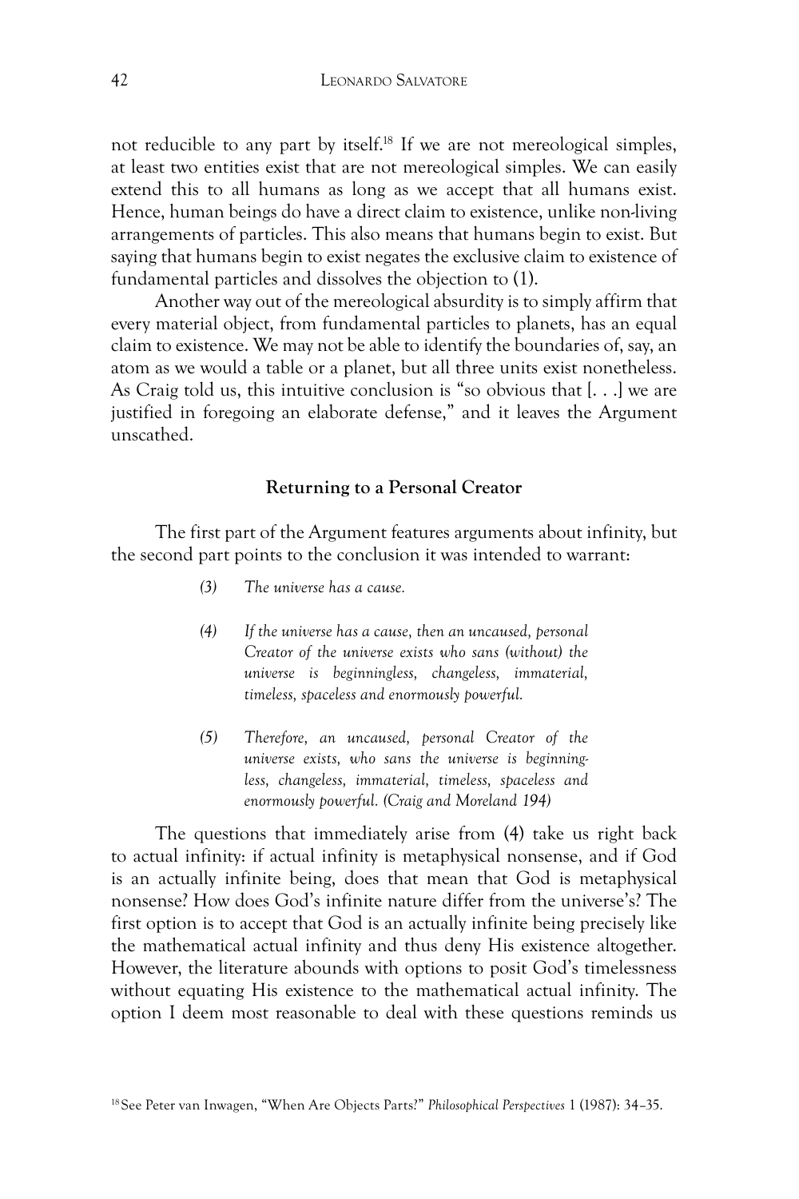not reducible to any part by itself.[18] If we are not mereological simples, at least two entities exist that are not mereological simples. We can easily extend this to all humans as long as we accept that all humans exist. Hence, human beings do have a direct claim to existence, unlike non-living arrangements of particles. This also means that humans begin to exist. But saying that humans begin to exist negates the exclusive claim to existence of fundamental particles and dissolves the objection to (1).

Another way out of the mereological absurdity is to simply affirm that every material object, from fundamental particles to planets, has an equal claim to existence. We may not be able to identify the boundaries of, say, an atom as we would a table or a planet, but all three units exist nonetheless. As Craig told us, this intuitive conclusion is "so obvious that [. . .] we are justified in foregoing an elaborate defense," and it leaves the Argument unscathed.

## Returning to a Personal Creator

The first part of the Argument features arguments about infinity, but the second part points to the conclusion it was intended to warrant:

> *(3) The universe has a cause.*
>
> *(4) If the universe has a cause, then an uncaused, personal Creator of the universe exists who sans (without) the universe is beginningless, changeless, immaterial, timeless, spaceless and enormously powerful.*
>
> *(5) Therefore, an uncaused, personal Creator of the universe exists, who sans the universe is beginningless, changeless, immaterial, timeless, spaceless and enormously powerful. (Craig and Moreland 194)*

The questions that immediately arise from (4) take us right back to actual infinity: if actual infinity is metaphysical nonsense, and if God is an actually infinite being, does that mean that God is metaphysical nonsense? How does God's infinite nature differ from the universe's? The first option is to accept that God is an actually infinite being precisely like the mathematical actual infinity and thus deny His existence altogether. However, the literature abounds with options to posit God's timelessness without equating His existence to the mathematical actual infinity. The option I deem most reasonable to deal with these questions reminds us

[18] See Peter van Inwagen, "When Are Objects Parts?" *Philosophical Perspectives* 1 (1987): 34–35.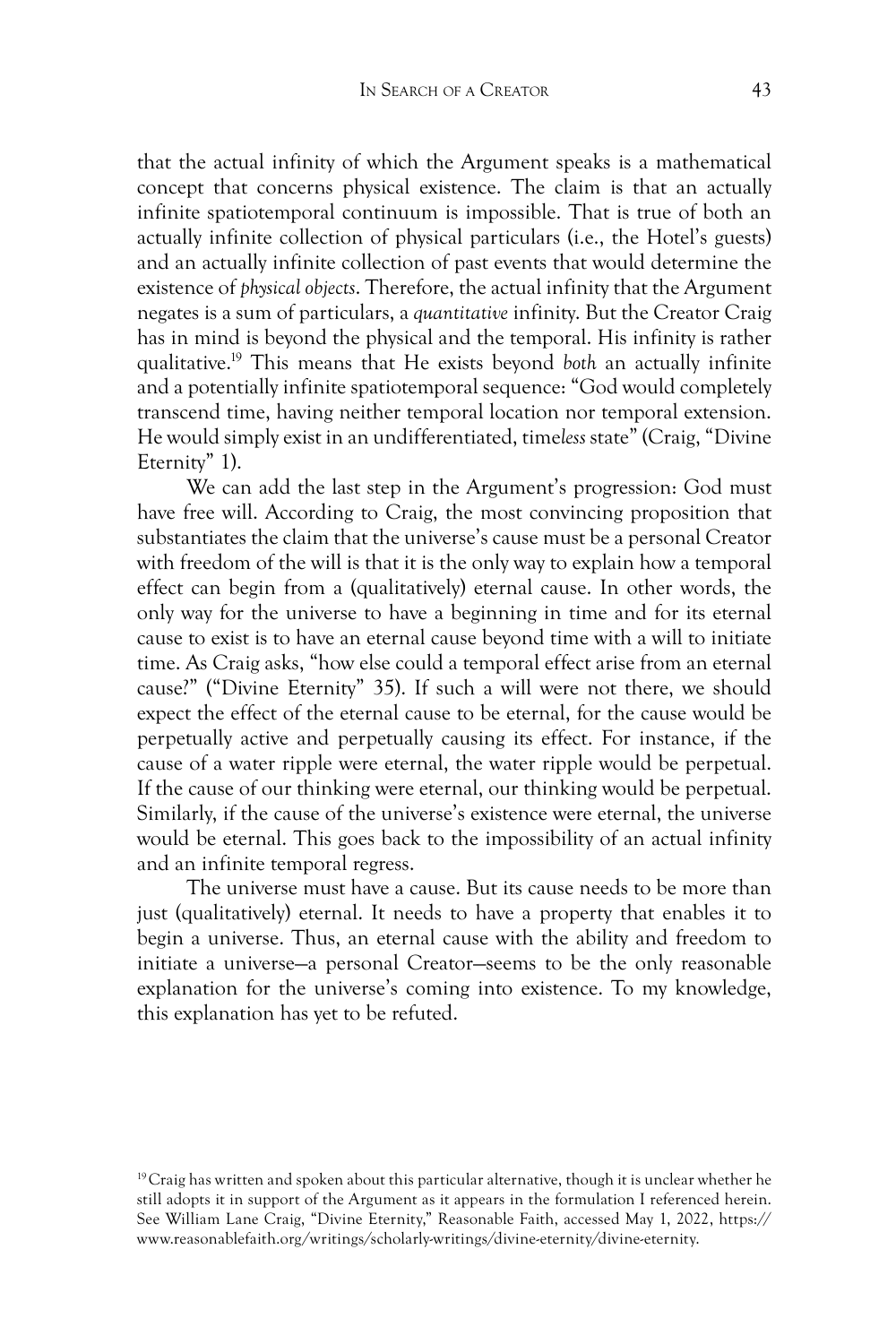that the actual infinity of which the Argument speaks is a mathematical concept that concerns physical existence. The claim is that an actually infinite spatiotemporal continuum is impossible. That is true of both an actually infinite collection of physical particulars (i.e., the Hotel's guests) and an actually infinite collection of past events that would determine the existence of *physical objects*. Therefore, the actual infinity that the Argument negates is a sum of particulars, a *quantitative* infinity. But the Creator Craig has in mind is beyond the physical and the temporal. His infinity is rather qualitative.[19] This means that He exists beyond *both* an actually infinite and a potentially infinite spatiotemporal sequence: "God would completely transcend time, having neither temporal location nor temporal extension. He would simply exist in an undifferentiated, time*less* state" (Craig, "Divine Eternity" 1).

We can add the last step in the Argument's progression: God must have free will. According to Craig, the most convincing proposition that substantiates the claim that the universe's cause must be a personal Creator with freedom of the will is that it is the only way to explain how a temporal effect can begin from a (qualitatively) eternal cause. In other words, the only way for the universe to have a beginning in time and for its eternal cause to exist is to have an eternal cause beyond time with a will to initiate time. As Craig asks, "how else could a temporal effect arise from an eternal cause?" ("Divine Eternity" 35). If such a will were not there, we should expect the effect of the eternal cause to be eternal, for the cause would be perpetually active and perpetually causing its effect. For instance, if the cause of a water ripple were eternal, the water ripple would be perpetual. If the cause of our thinking were eternal, our thinking would be perpetual. Similarly, if the cause of the universe's existence were eternal, the universe would be eternal. This goes back to the impossibility of an actual infinity and an infinite temporal regress.

The universe must have a cause. But its cause needs to be more than just (qualitatively) eternal. It needs to have a property that enables it to begin a universe. Thus, an eternal cause with the ability and freedom to initiate a universe—a personal Creator—seems to be the only reasonable explanation for the universe's coming into existence. To my knowledge, this explanation has yet to be refuted.

[19] Craig has written and spoken about this particular alternative, though it is unclear whether he still adopts it in support of the Argument as it appears in the formulation I referenced herein. See William Lane Craig, "Divine Eternity," Reasonable Faith, accessed May 1, 2022, https://www.reasonablefaith.org/writings/scholarly-writings/divine-eternity/divine-eternity.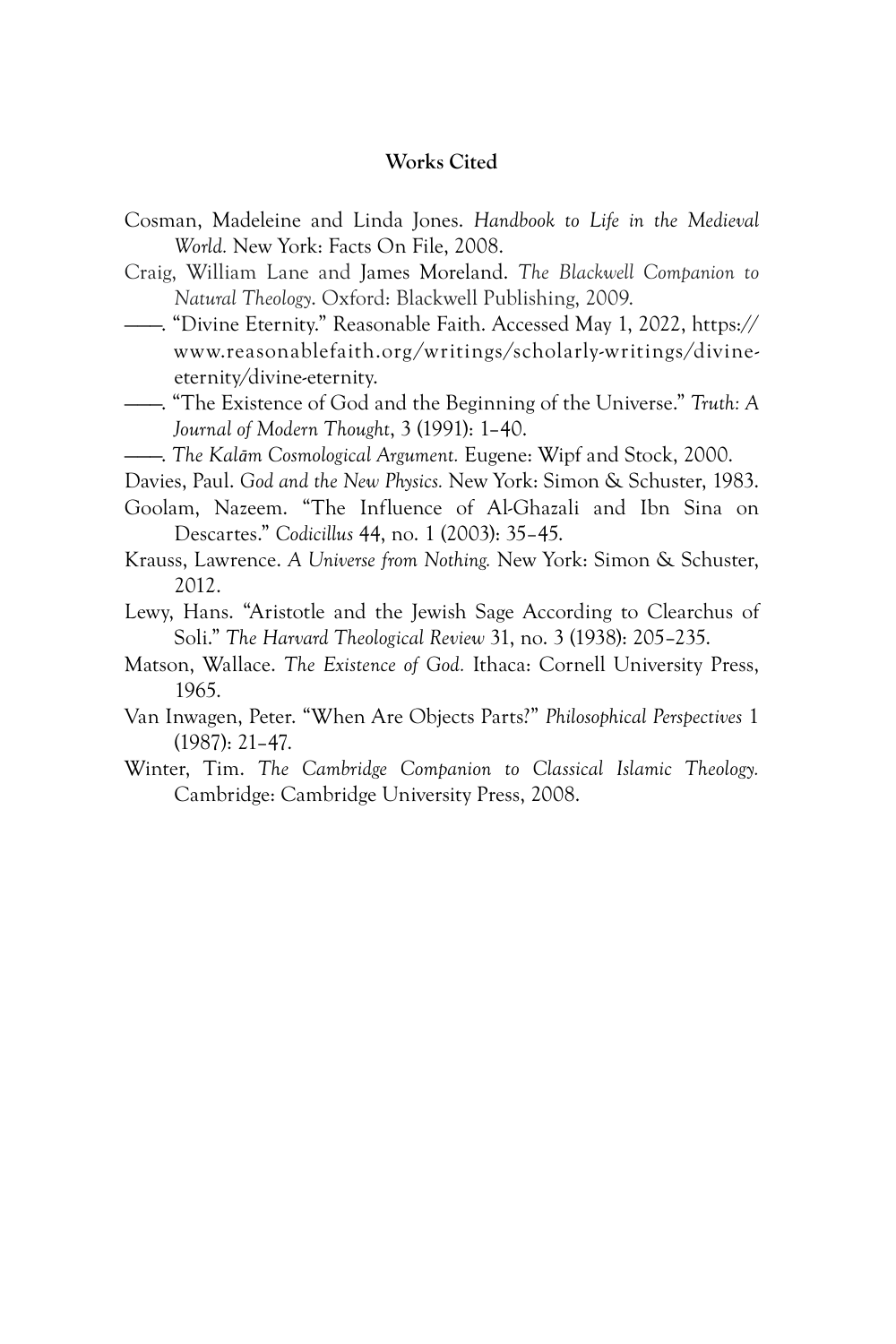**Works Cited**

Cosman, Madeleine and Linda Jones. *Handbook to Life in the Medieval World.* New York: Facts On File, 2008.

Craig, William Lane and James Moreland. *The Blackwell Companion to Natural Theology*. Oxford: Blackwell Publishing, 2009.

——. "Divine Eternity." Reasonable Faith. Accessed May 1, 2022, https://www.reasonablefaith.org/writings/scholarly-writings/divine-eternity/divine-eternity.

——. "The Existence of God and the Beginning of the Universe." *Truth: A Journal of Modern Thought*, 3 (1991): 1–40.

——. *The Kalām Cosmological Argument.* Eugene: Wipf and Stock, 2000.

Davies, Paul. *God and the New Physics.* New York: Simon & Schuster, 1983.

Goolam, Nazeem. "The Influence of Al-Ghazali and Ibn Sina on Descartes." *Codicillus* 44, no. 1 (2003): 35–45.

Krauss, Lawrence. *A Universe from Nothing.* New York: Simon & Schuster, 2012.

Lewy, Hans. "Aristotle and the Jewish Sage According to Clearchus of Soli." *The Harvard Theological Review* 31, no. 3 (1938): 205–235.

Matson, Wallace. *The Existence of God.* Ithaca: Cornell University Press, 1965.

Van Inwagen, Peter. "When Are Objects Parts?" *Philosophical Perspectives* 1 (1987): 21–47.

Winter, Tim. *The Cambridge Companion to Classical Islamic Theology.* Cambridge: Cambridge University Press, 2008.